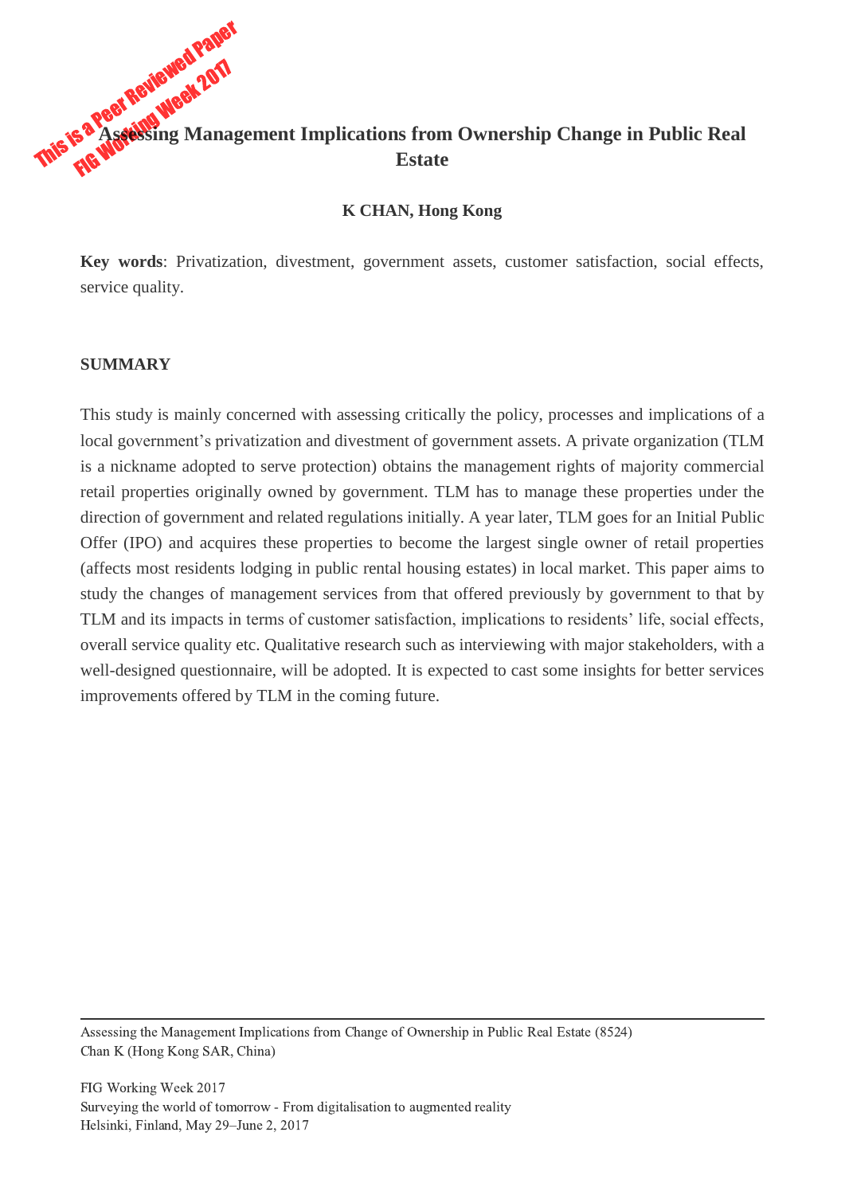# Assessing Management Implications from Ownership Change in Public Real Estate

**K CHAN, Hong Kong**

**Key words**: Privatization, divestment, government assets, customer satisfaction, social effects, service quality.

## SUMMARY

This study is mainly concerned with assessing critically the policy, processes and implications of a local government's privatization and divestment of government assets. A private organization (TLM is a nickname adopted to serve protection) obtains the management rights of majority commercial retail properties originally owned by government. TLM has to manage these properties under the direction of government and related regulations initially. A year later, TLM goes for an Initial Public Offer (IPO) and acquires these properties to become the largest single owner of retail properties (affects most residents lodging in public rental housing estates) in local market. This paper aims to study the changes of management services from that offered previously by government to that by TLM and its impacts in terms of customer satisfaction, implications to residents' life, social effects, overall service quality etc. Qualitative research such as interviewing with major stakeholders, with a well-designed questionnaire, will be adopted. It is expected to cast some insights for better services improvements offered by TLM in the coming future.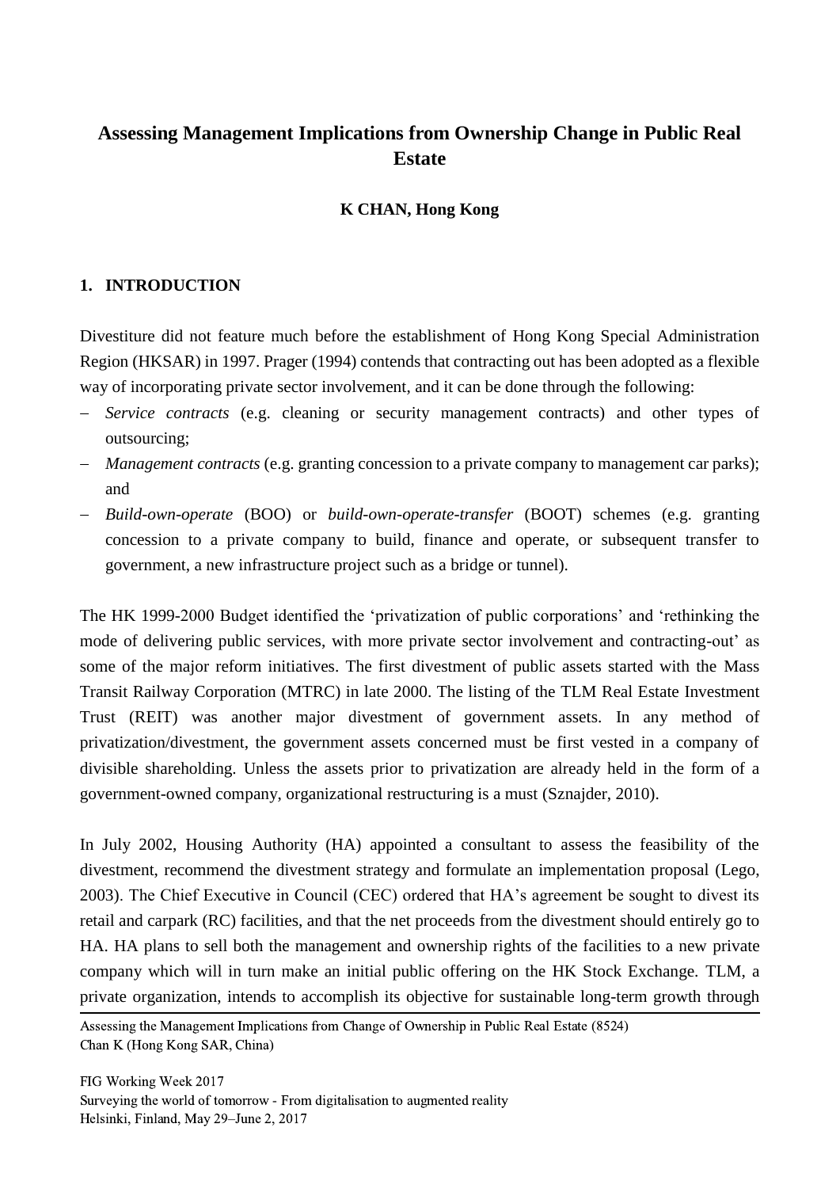# Assessing Management Implications from Ownership Change in Public Real Estate

**K CHAN, Hong Kong**

## 1. INTRODUCTION

Divestiture did not feature much before the establishment of Hong Kong Special Administration Region (HKSAR) in 1997. Prager (1994) contends that contracting out has been adopted as a flexible way of incorporating private sector involvement, and it can be done through the following:

- *Service contracts* (e.g. cleaning or security management contracts) and other types of outsourcing;
- *Management contracts* (e.g. granting concession to a private company to management car parks); and
- *Build-own-operate* (BOO) or *build-own-operate-transfer* (BOOT) schemes (e.g. granting concession to a private company to build, finance and operate, or subsequent transfer to government, a new infrastructure project such as a bridge or tunnel).

The HK 1999-2000 Budget identified the 'privatization of public corporations' and 'rethinking the mode of delivering public services, with more private sector involvement and contracting-out' as some of the major reform initiatives. The first divestment of public assets started with the Mass Transit Railway Corporation (MTRC) in late 2000. The listing of the TLM Real Estate Investment Trust (REIT) was another major divestment of government assets. In any method of privatization/divestment, the government assets concerned must be first vested in a company of divisible shareholding. Unless the assets prior to privatization are already held in the form of a government-owned company, organizational restructuring is a must (Sznajder, 2010).

In July 2002, Housing Authority (HA) appointed a consultant to assess the feasibility of the divestment, recommend the divestment strategy and formulate an implementation proposal (Lego, 2003). The Chief Executive in Council (CEC) ordered that HA's agreement be sought to divest its retail and carpark (RC) facilities, and that the net proceeds from the divestment should entirely go to HA. HA plans to sell both the management and ownership rights of the facilities to a new private company which will in turn make an initial public offering on the HK Stock Exchange. TLM, a private organization, intends to accomplish its objective for sustainable long-term growth through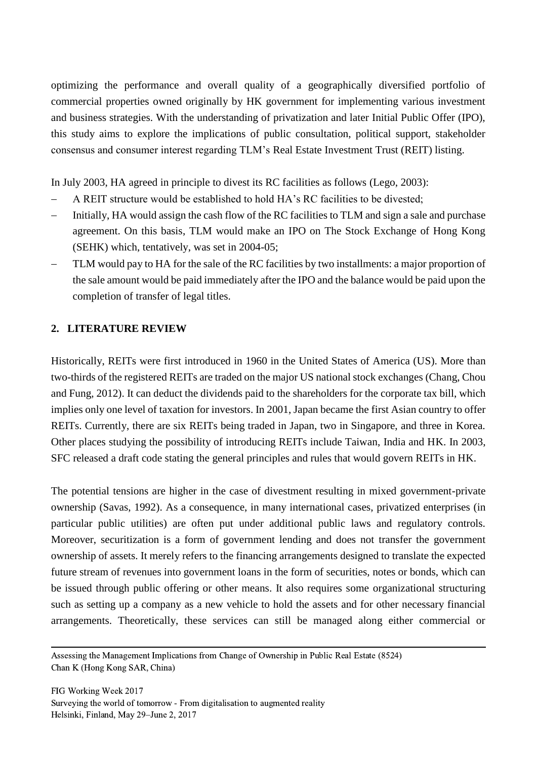optimizing the performance and overall quality of a geographically diversified portfolio of commercial properties owned originally by HK government for implementing various investment and business strategies. With the understanding of privatization and later Initial Public Offer (IPO), this study aims to explore the implications of public consultation, political support, stakeholder consensus and consumer interest regarding TLM's Real Estate Investment Trust (REIT) listing.

In July 2003, HA agreed in principle to divest its RC facilities as follows (Lego, 2003):

- A REIT structure would be established to hold HA's RC facilities to be divested;
- Initially, HA would assign the cash flow of the RC facilities to TLM and sign a sale and purchase agreement. On this basis, TLM would make an IPO on The Stock Exchange of Hong Kong (SEHK) which, tentatively, was set in 2004-05;
- TLM would pay to HA for the sale of the RC facilities by two installments: a major proportion of the sale amount would be paid immediately after the IPO and the balance would be paid upon the completion of transfer of legal titles.

## 2. LITERATURE REVIEW

Historically, REITs were first introduced in 1960 in the United States of America (US). More than two-thirds of the registered REITs are traded on the major US national stock exchanges (Chang, Chou and Fung, 2012). It can deduct the dividends paid to the shareholders for the corporate tax bill, which implies only one level of taxation for investors. In 2001, Japan became the first Asian country to offer REITs. Currently, there are six REITs being traded in Japan, two in Singapore, and three in Korea. Other places studying the possibility of introducing REITs include Taiwan, India and HK. In 2003, SFC released a draft code stating the general principles and rules that would govern REITs in HK.

The potential tensions are higher in the case of divestment resulting in mixed government-private ownership (Savas, 1992). As a consequence, in many international cases, privatized enterprises (in particular public utilities) are often put under additional public laws and regulatory controls. Moreover, securitization is a form of government lending and does not transfer the government ownership of assets. It merely refers to the financing arrangements designed to translate the expected future stream of revenues into government loans in the form of securities, notes or bonds, which can be issued through public offering or other means. It also requires some organizational structuring such as setting up a company as a new vehicle to hold the assets and for other necessary financial arrangements. Theoretically, these services can still be managed along either commercial or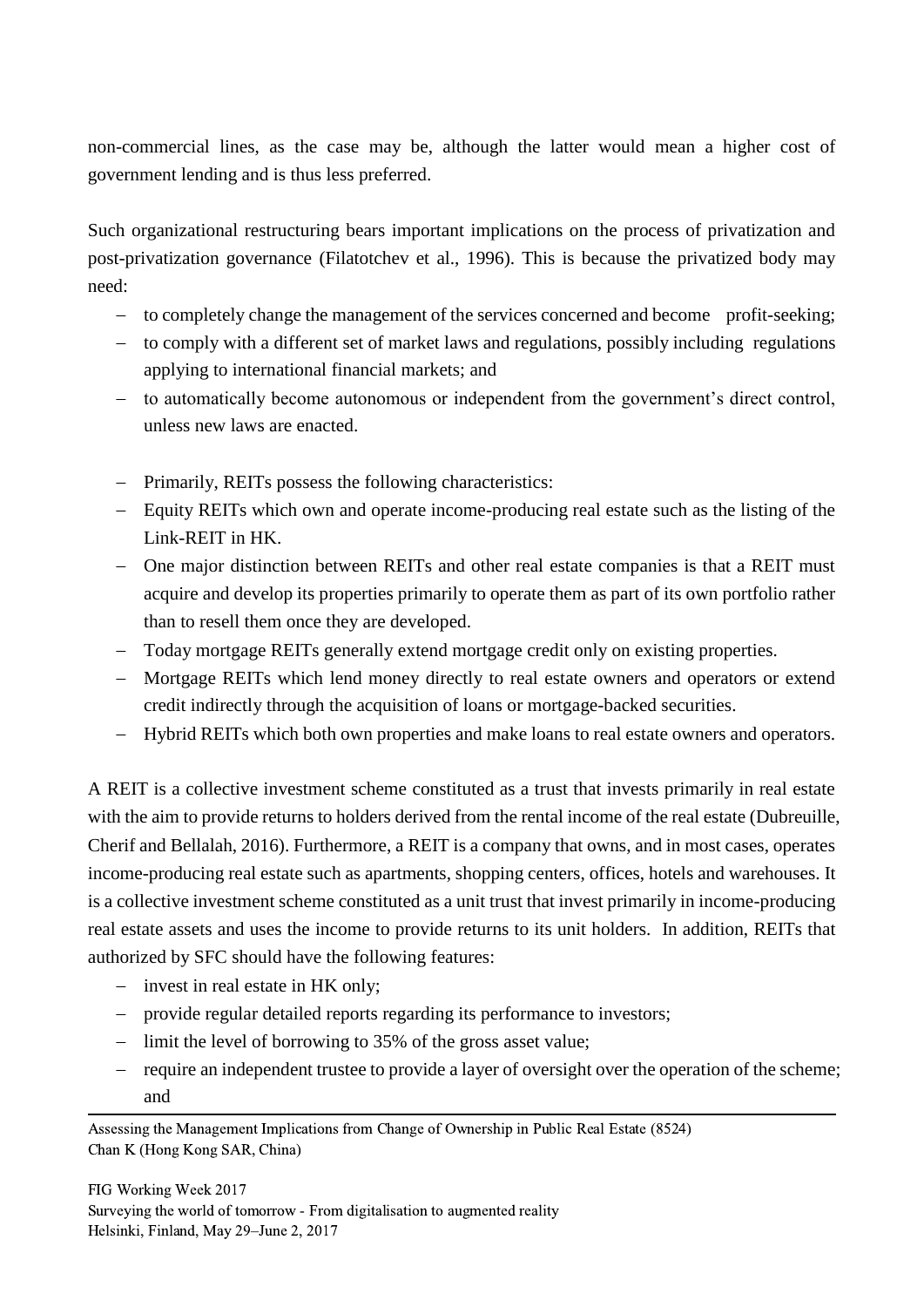non-commercial lines, as the case may be, although the latter would mean a higher cost of government lending and is thus less preferred.

Such organizational restructuring bears important implications on the process of privatization and post-privatization governance (Filatotchev et al., 1996). This is because the privatized body may need:

- to completely change the management of the services concerned and become profit-seeking;
- to comply with a different set of market laws and regulations, possibly including regulations applying to international financial markets; and
- to automatically become autonomous or independent from the government's direct control, unless new laws are enacted.

- Primarily, REITs possess the following characteristics:
- Equity REITs which own and operate income-producing real estate such as the listing of the Link-REIT in HK.
- One major distinction between REITs and other real estate companies is that a REIT must acquire and develop its properties primarily to operate them as part of its own portfolio rather than to resell them once they are developed.
- Today mortgage REITs generally extend mortgage credit only on existing properties.
- Mortgage REITs which lend money directly to real estate owners and operators or extend credit indirectly through the acquisition of loans or mortgage-backed securities.
- Hybrid REITs which both own properties and make loans to real estate owners and operators.

A REIT is a collective investment scheme constituted as a trust that invests primarily in real estate with the aim to provide returns to holders derived from the rental income of the real estate (Dubreuille, Cherif and Bellalah, 2016). Furthermore, a REIT is a company that owns, and in most cases, operates income-producing real estate such as apartments, shopping centers, offices, hotels and warehouses. It is a collective investment scheme constituted as a unit trust that invest primarily in income-producing real estate assets and uses the income to provide returns to its unit holders. In addition, REITs that authorized by SFC should have the following features:

- invest in real estate in HK only;
- provide regular detailed reports regarding its performance to investors;
- limit the level of borrowing to 35% of the gross asset value;
- require an independent trustee to provide a layer of oversight over the operation of the scheme; and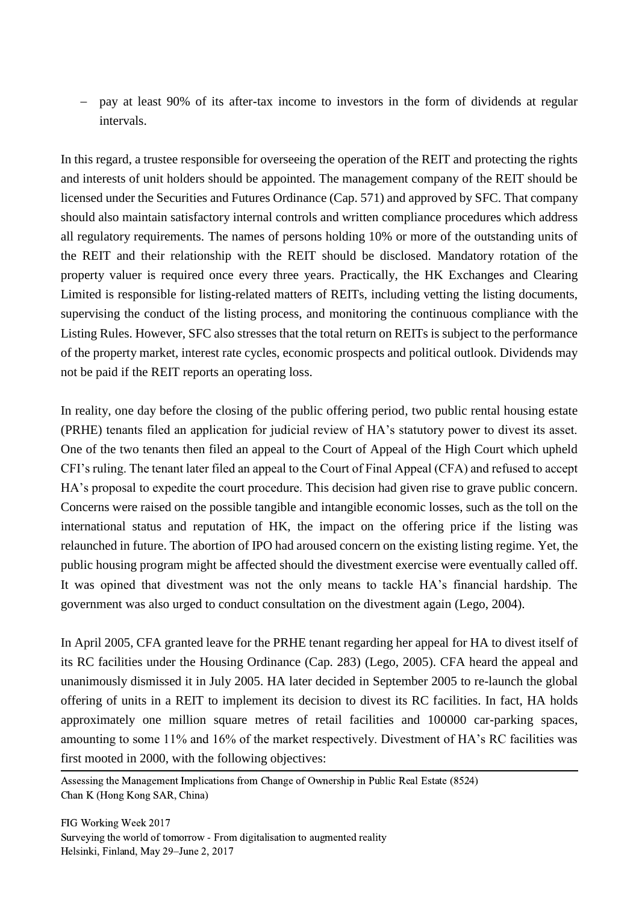- pay at least 90% of its after-tax income to investors in the form of dividends at regular intervals.

In this regard, a trustee responsible for overseeing the operation of the REIT and protecting the rights and interests of unit holders should be appointed. The management company of the REIT should be licensed under the Securities and Futures Ordinance (Cap. 571) and approved by SFC. That company should also maintain satisfactory internal controls and written compliance procedures which address all regulatory requirements. The names of persons holding 10% or more of the outstanding units of the REIT and their relationship with the REIT should be disclosed. Mandatory rotation of the property valuer is required once every three years. Practically, the HK Exchanges and Clearing Limited is responsible for listing-related matters of REITs, including vetting the listing documents, supervising the conduct of the listing process, and monitoring the continuous compliance with the Listing Rules. However, SFC also stresses that the total return on REITs is subject to the performance of the property market, interest rate cycles, economic prospects and political outlook. Dividends may not be paid if the REIT reports an operating loss.

In reality, one day before the closing of the public offering period, two public rental housing estate (PRHE) tenants filed an application for judicial review of HA's statutory power to divest its asset. One of the two tenants then filed an appeal to the Court of Appeal of the High Court which upheld CFI's ruling. The tenant later filed an appeal to the Court of Final Appeal (CFA) and refused to accept HA's proposal to expedite the court procedure. This decision had given rise to grave public concern. Concerns were raised on the possible tangible and intangible economic losses, such as the toll on the international status and reputation of HK, the impact on the offering price if the listing was relaunched in future. The abortion of IPO had aroused concern on the existing listing regime. Yet, the public housing program might be affected should the divestment exercise were eventually called off. It was opined that divestment was not the only means to tackle HA's financial hardship. The government was also urged to conduct consultation on the divestment again (Lego, 2004).

In April 2005, CFA granted leave for the PRHE tenant regarding her appeal for HA to divest itself of its RC facilities under the Housing Ordinance (Cap. 283) (Lego, 2005). CFA heard the appeal and unanimously dismissed it in July 2005. HA later decided in September 2005 to re-launch the global offering of units in a REIT to implement its decision to divest its RC facilities. In fact, HA holds approximately one million square metres of retail facilities and 100000 car-parking spaces, amounting to some 11% and 16% of the market respectively. Divestment of HA's RC facilities was first mooted in 2000, with the following objectives: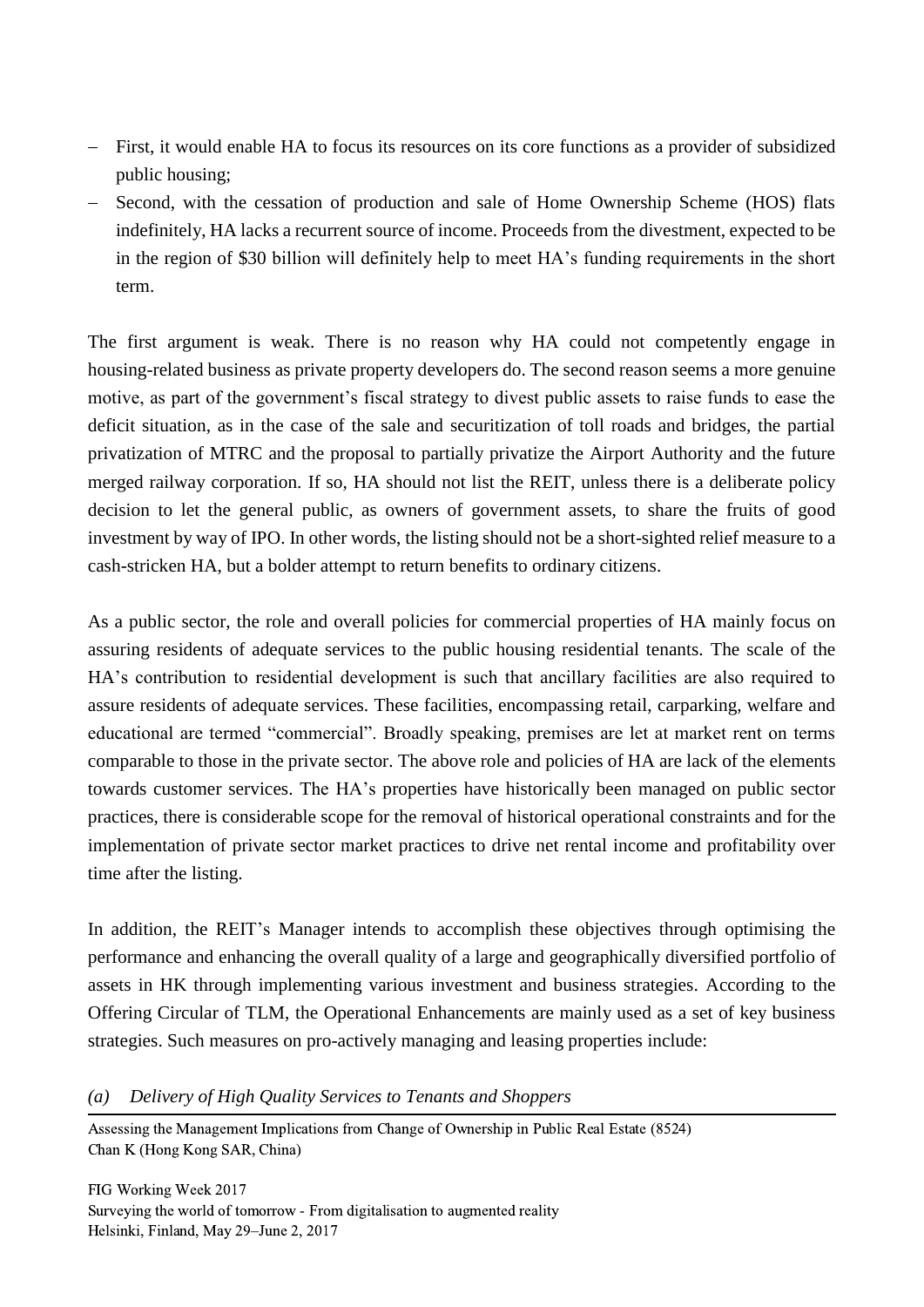- First, it would enable HA to focus its resources on its core functions as a provider of subsidized public housing;
- Second, with the cessation of production and sale of Home Ownership Scheme (HOS) flats indefinitely, HA lacks a recurrent source of income. Proceeds from the divestment, expected to be in the region of $30 billion will definitely help to meet HA's funding requirements in the short term.

The first argument is weak. There is no reason why HA could not competently engage in housing-related business as private property developers do. The second reason seems a more genuine motive, as part of the government's fiscal strategy to divest public assets to raise funds to ease the deficit situation, as in the case of the sale and securitization of toll roads and bridges, the partial privatization of MTRC and the proposal to partially privatize the Airport Authority and the future merged railway corporation. If so, HA should not list the REIT, unless there is a deliberate policy decision to let the general public, as owners of government assets, to share the fruits of good investment by way of IPO. In other words, the listing should not be a short-sighted relief measure to a cash-stricken HA, but a bolder attempt to return benefits to ordinary citizens.

As a public sector, the role and overall policies for commercial properties of HA mainly focus on assuring residents of adequate services to the public housing residential tenants. The scale of the HA's contribution to residential development is such that ancillary facilities are also required to assure residents of adequate services. These facilities, encompassing retail, carparking, welfare and educational are termed "commercial". Broadly speaking, premises are let at market rent on terms comparable to those in the private sector. The above role and policies of HA are lack of the elements towards customer services. The HA's properties have historically been managed on public sector practices, there is considerable scope for the removal of historical operational constraints and for the implementation of private sector market practices to drive net rental income and profitability over time after the listing.

In addition, the REIT's Manager intends to accomplish these objectives through optimising the performance and enhancing the overall quality of a large and geographically diversified portfolio of assets in HK through implementing various investment and business strategies. According to the Offering Circular of TLM, the Operational Enhancements are mainly used as a set of key business strategies. Such measures on pro-actively managing and leasing properties include:

*(a) Delivery of High Quality Services to Tenants and Shoppers*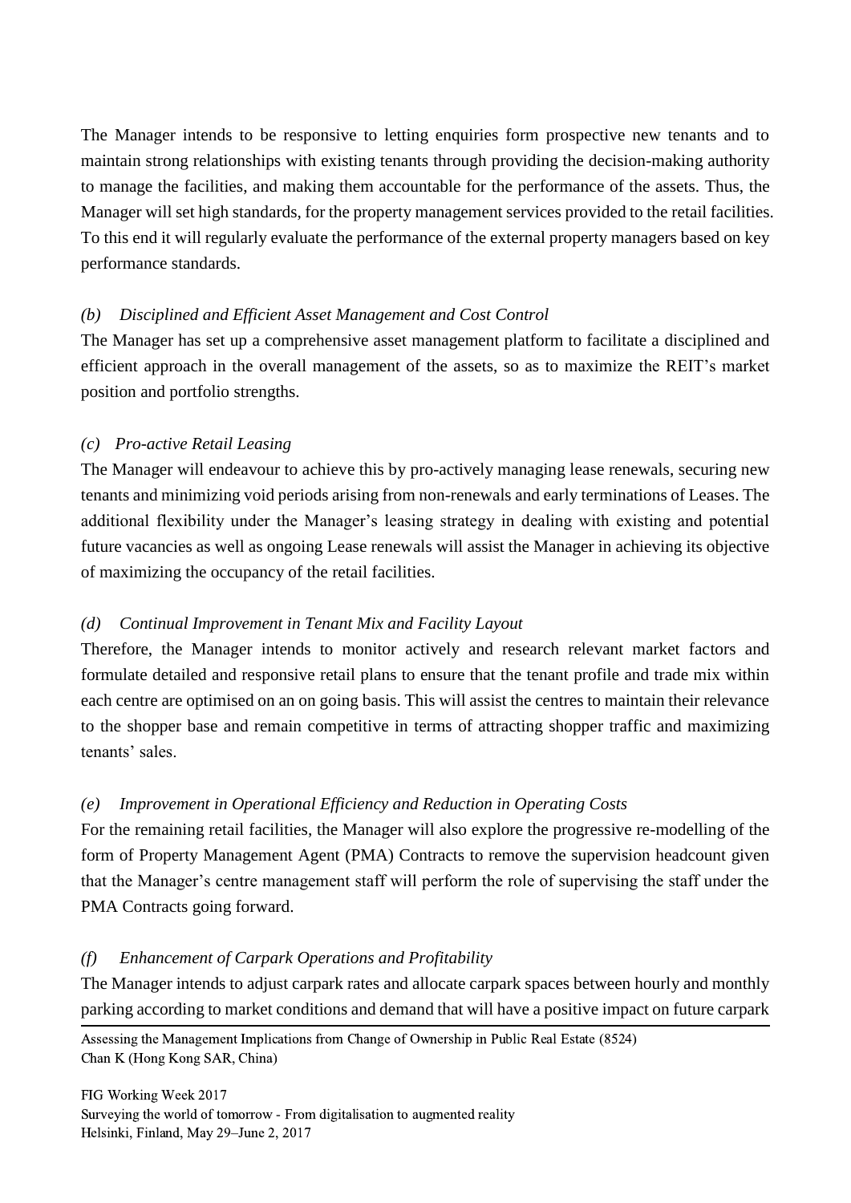The Manager intends to be responsive to letting enquiries form prospective new tenants and to maintain strong relationships with existing tenants through providing the decision-making authority to manage the facilities, and making them accountable for the performance of the assets. Thus, the Manager will set high standards, for the property management services provided to the retail facilities. To this end it will regularly evaluate the performance of the external property managers based on key performance standards.

*(b) Disciplined and Efficient Asset Management and Cost Control*

The Manager has set up a comprehensive asset management platform to facilitate a disciplined and efficient approach in the overall management of the assets, so as to maximize the REIT's market position and portfolio strengths.

*(c) Pro-active Retail Leasing*

The Manager will endeavour to achieve this by pro-actively managing lease renewals, securing new tenants and minimizing void periods arising from non-renewals and early terminations of Leases. The additional flexibility under the Manager's leasing strategy in dealing with existing and potential future vacancies as well as ongoing Lease renewals will assist the Manager in achieving its objective of maximizing the occupancy of the retail facilities.

*(d) Continual Improvement in Tenant Mix and Facility Layout*

Therefore, the Manager intends to monitor actively and research relevant market factors and formulate detailed and responsive retail plans to ensure that the tenant profile and trade mix within each centre are optimised on an on going basis. This will assist the centres to maintain their relevance to the shopper base and remain competitive in terms of attracting shopper traffic and maximizing tenants' sales.

*(e) Improvement in Operational Efficiency and Reduction in Operating Costs*

For the remaining retail facilities, the Manager will also explore the progressive re-modelling of the form of Property Management Agent (PMA) Contracts to remove the supervision headcount given that the Manager's centre management staff will perform the role of supervising the staff under the PMA Contracts going forward.

*(f) Enhancement of Carpark Operations and Profitability*

The Manager intends to adjust carpark rates and allocate carpark spaces between hourly and monthly parking according to market conditions and demand that will have a positive impact on future carpark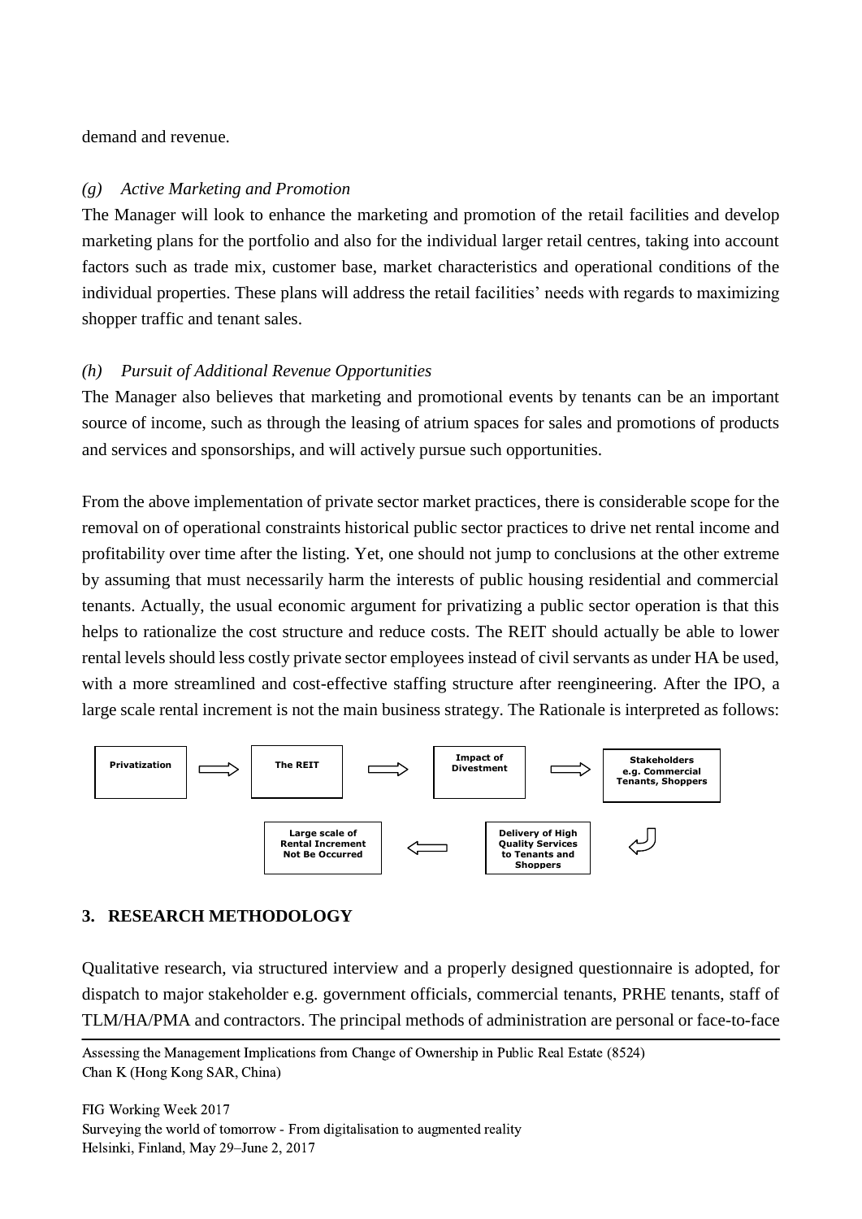demand and revenue.

*(g) Active Marketing and Promotion*

The Manager will look to enhance the marketing and promotion of the retail facilities and develop marketing plans for the portfolio and also for the individual larger retail centres, taking into account factors such as trade mix, customer base, market characteristics and operational conditions of the individual properties. These plans will address the retail facilities' needs with regards to maximizing shopper traffic and tenant sales.

*(h) Pursuit of Additional Revenue Opportunities*

The Manager also believes that marketing and promotional events by tenants can be an important source of income, such as through the leasing of atrium spaces for sales and promotions of products and services and sponsorships, and will actively pursue such opportunities.

From the above implementation of private sector market practices, there is considerable scope for the removal on of operational constraints historical public sector practices to drive net rental income and profitability over time after the listing. Yet, one should not jump to conclusions at the other extreme by assuming that must necessarily harm the interests of public housing residential and commercial tenants. Actually, the usual economic argument for privatizing a public sector operation is that this helps to rationalize the cost structure and reduce costs. The REIT should actually be able to lower rental levels should less costly private sector employees instead of civil servants as under HA be used, with a more streamlined and cost-effective staffing structure after reengineering. After the IPO, a large scale rental increment is not the main business strategy. The Rationale is interpreted as follows:

**Privatization** ⇒ **The REIT** ⇒ **Impact of Divestment** ⇒ **Stakeholders e.g. Commercial Tenants, Shoppers** ⤶ **Delivery of High Quality Services to Tenants and Shoppers** ⇐ **Large scale of Rental Increment Not Be Occurred**

## 3. RESEARCH METHODOLOGY

Qualitative research, via structured interview and a properly designed questionnaire is adopted, for dispatch to major stakeholder e.g. government officials, commercial tenants, PRHE tenants, staff of TLM/HA/PMA and contractors. The principal methods of administration are personal or face-to-face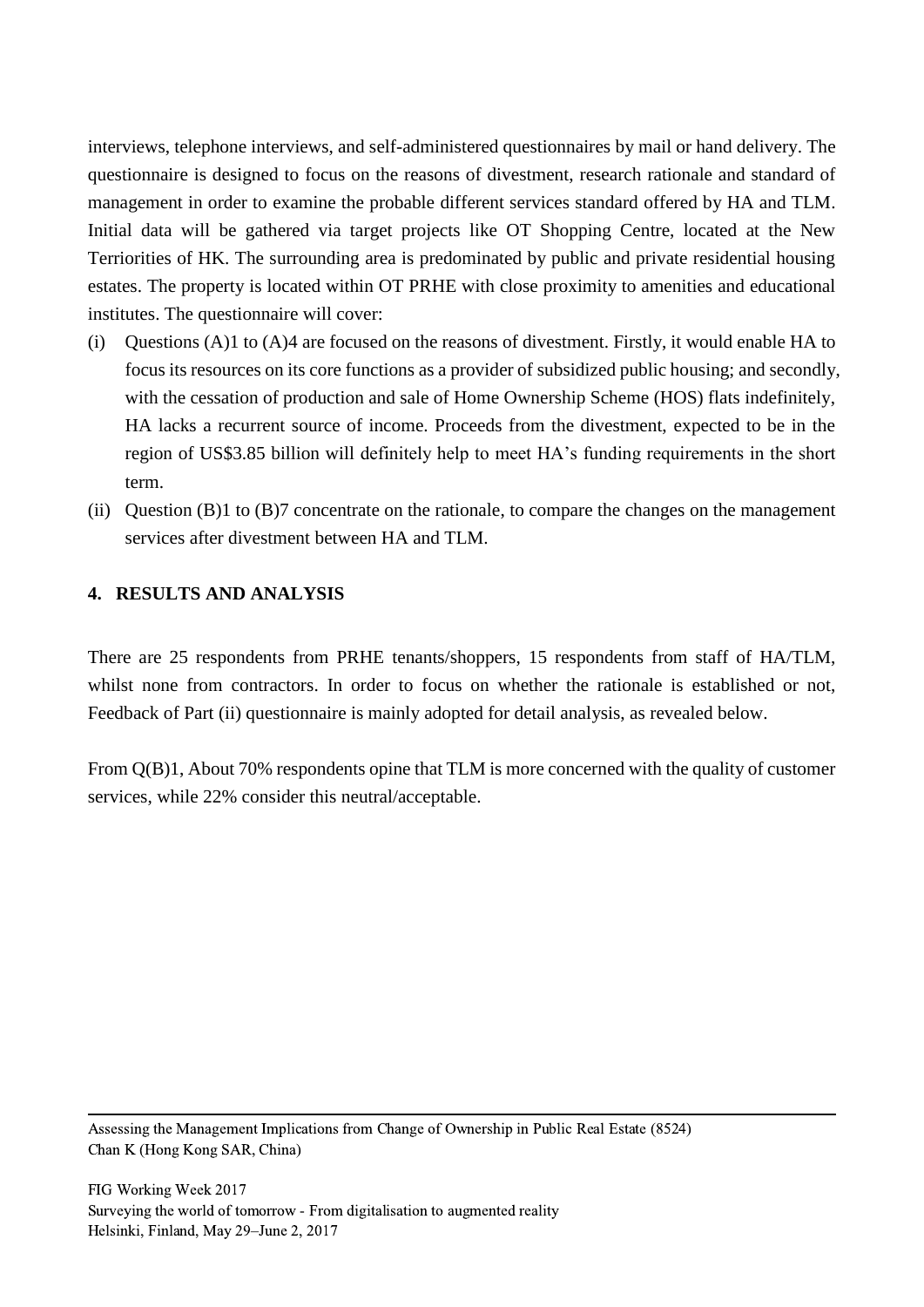interviews, telephone interviews, and self-administered questionnaires by mail or hand delivery. The questionnaire is designed to focus on the reasons of divestment, research rationale and standard of management in order to examine the probable different services standard offered by HA and TLM. Initial data will be gathered via target projects like OT Shopping Centre, located at the New Terriorities of HK. The surrounding area is predominated by public and private residential housing estates. The property is located within OT PRHE with close proximity to amenities and educational institutes. The questionnaire will cover:

(i) Questions (A)1 to (A)4 are focused on the reasons of divestment. Firstly, it would enable HA to focus its resources on its core functions as a provider of subsidized public housing; and secondly, with the cessation of production and sale of Home Ownership Scheme (HOS) flats indefinitely, HA lacks a recurrent source of income. Proceeds from the divestment, expected to be in the region of US$3.85 billion will definitely help to meet HA's funding requirements in the short term.

(ii) Question (B)1 to (B)7 concentrate on the rationale, to compare the changes on the management services after divestment between HA and TLM.

## 4. RESULTS AND ANALYSIS

There are 25 respondents from PRHE tenants/shoppers, 15 respondents from staff of HA/TLM, whilst none from contractors. In order to focus on whether the rationale is established or not, Feedback of Part (ii) questionnaire is mainly adopted for detail analysis, as revealed below.

From Q(B)1, About 70% respondents opine that TLM is more concerned with the quality of customer services, while 22% consider this neutral/acceptable.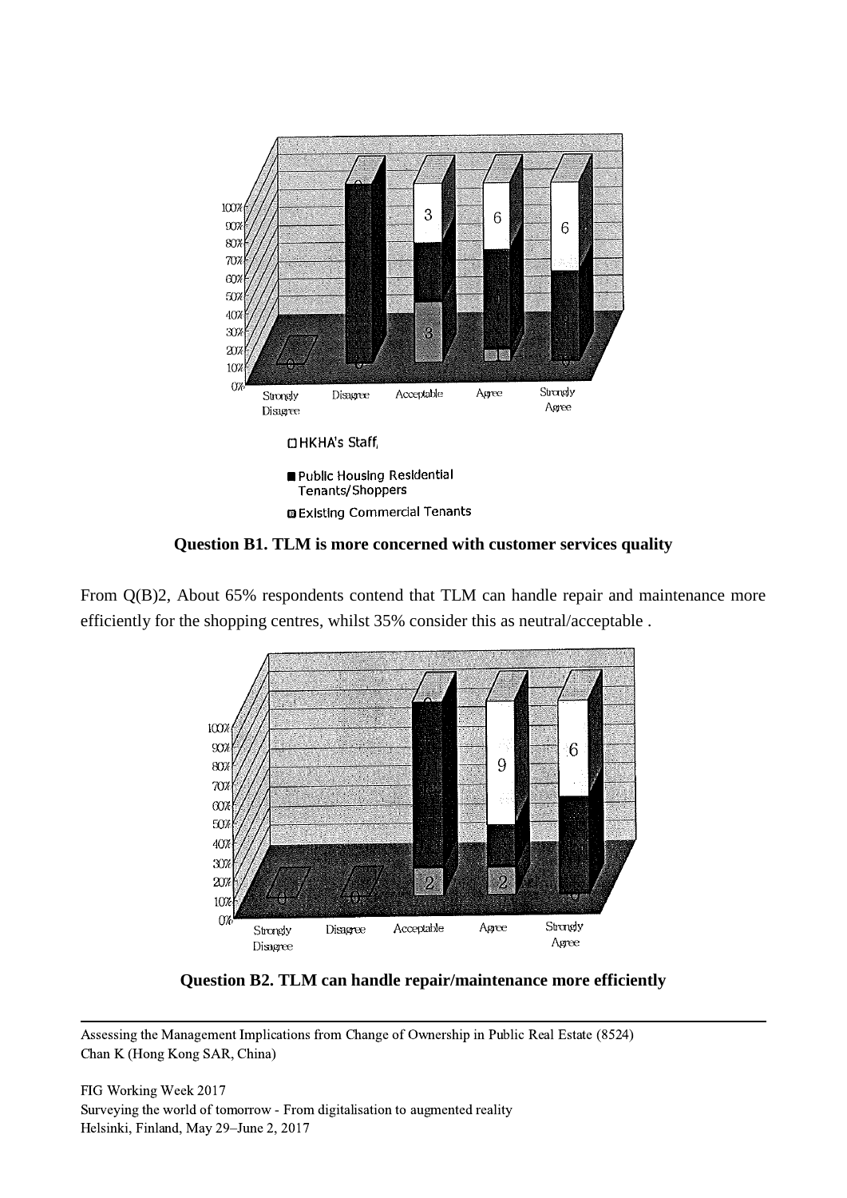**Question B1. TLM is more concerned with customer services quality**

From Q(B)2, About 65% respondents contend that TLM can handle repair and maintenance more efficiently for the shopping centres, whilst 35% consider this as neutral/acceptable .

**Question B2. TLM can handle repair/maintenance more efficiently**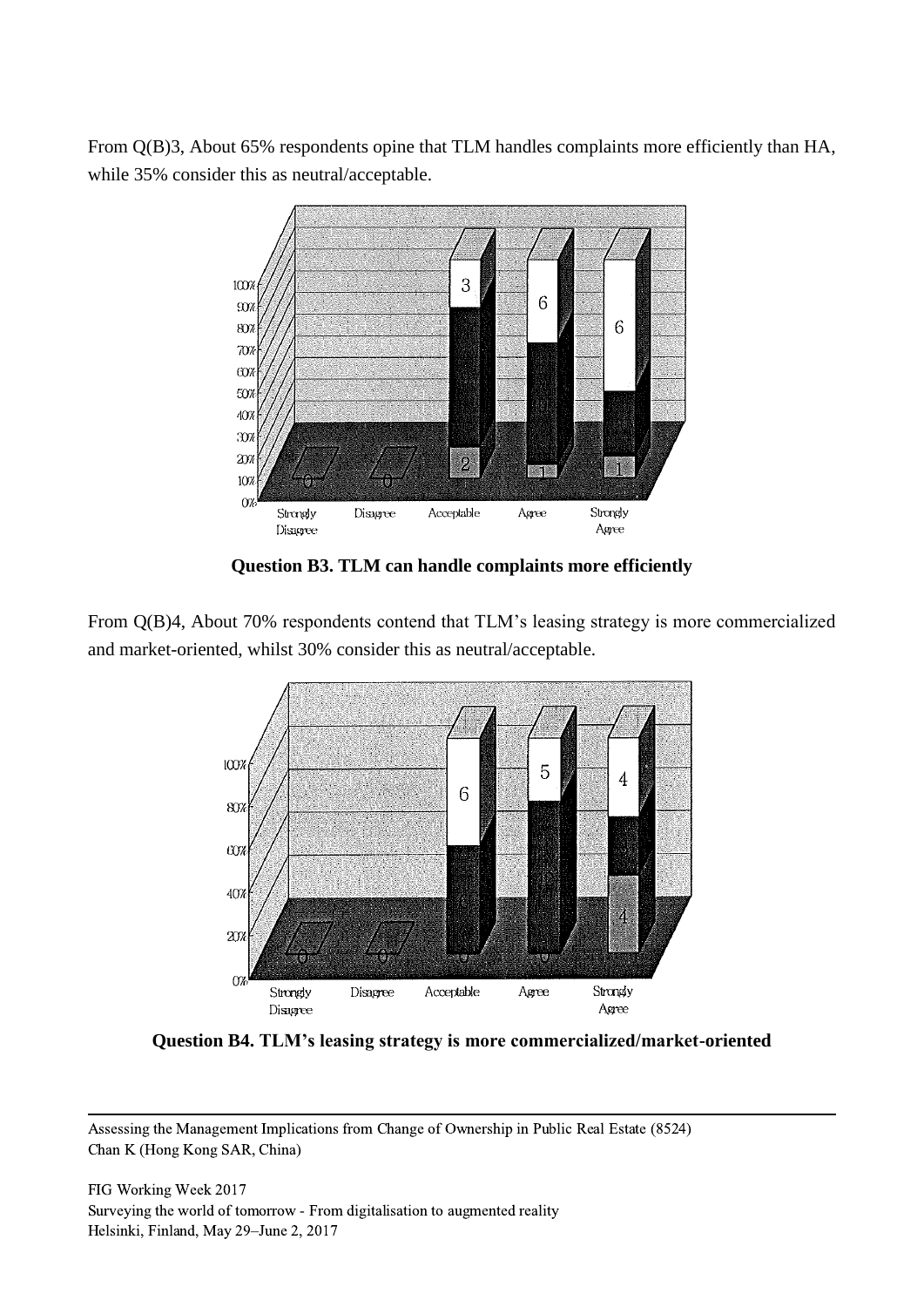From Q(B)3, About 65% respondents opine that TLM handles complaints more efficiently than HA, while 35% consider this as neutral/acceptable.

**Question B3. TLM can handle complaints more efficiently**

From Q(B)4, About 70% respondents contend that TLM's leasing strategy is more commercialized and market-oriented, whilst 30% consider this as neutral/acceptable.

**Question B4. TLM's leasing strategy is more commercialized/market-oriented**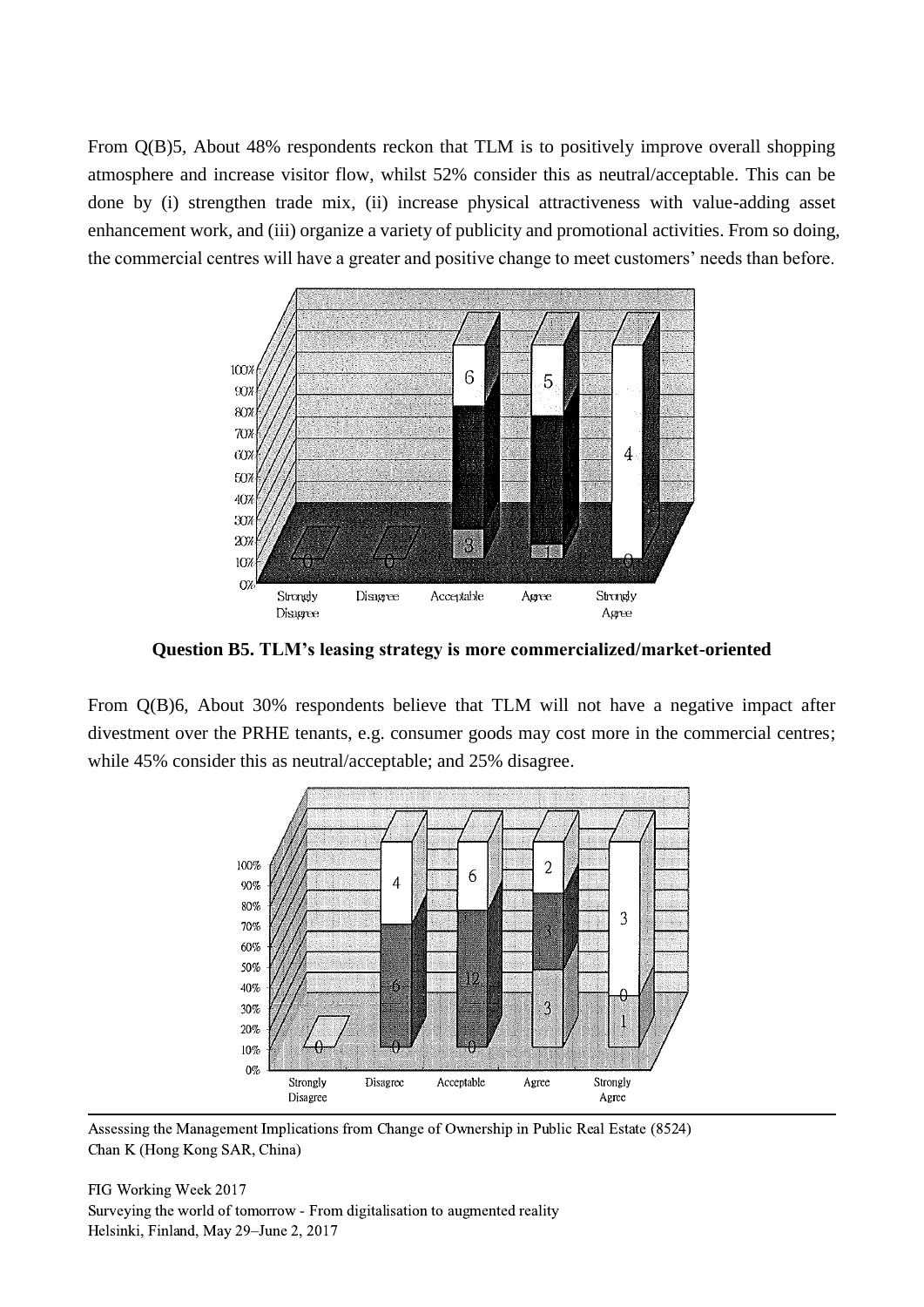From Q(B)5, About 48% respondents reckon that TLM is to positively improve overall shopping atmosphere and increase visitor flow, whilst 52% consider this as neutral/acceptable. This can be done by (i) strengthen trade mix, (ii) increase physical attractiveness with value-adding asset enhancement work, and (iii) organize a variety of publicity and promotional activities. From so doing, the commercial centres will have a greater and positive change to meet customers' needs than before.

**Question B5. TLM's leasing strategy is more commercialized/market-oriented**

From Q(B)6, About 30% respondents believe that TLM will not have a negative impact after divestment over the PRHE tenants, e.g. consumer goods may cost more in the commercial centres; while 45% consider this as neutral/acceptable; and 25% disagree.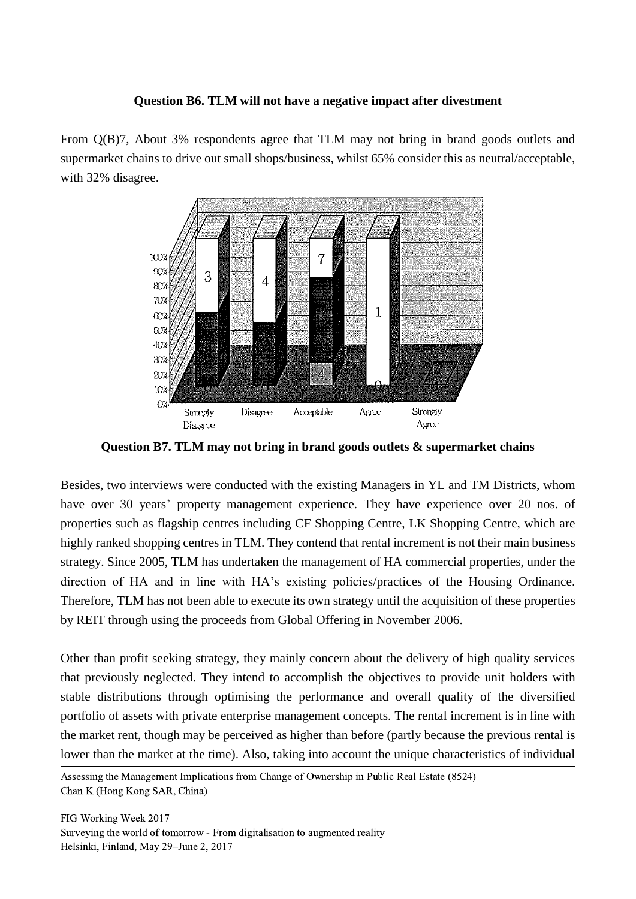**Question B6. TLM will not have a negative impact after divestment**

From Q(B)7, About 3% respondents agree that TLM may not bring in brand goods outlets and supermarket chains to drive out small shops/business, whilst 65% consider this as neutral/acceptable, with 32% disagree.

**Question B7. TLM may not bring in brand goods outlets & supermarket chains**

Besides, two interviews were conducted with the existing Managers in YL and TM Districts, whom have over 30 years' property management experience. They have experience over 20 nos. of properties such as flagship centres including CF Shopping Centre, LK Shopping Centre, which are highly ranked shopping centres in TLM. They contend that rental increment is not their main business strategy. Since 2005, TLM has undertaken the management of HA commercial properties, under the direction of HA and in line with HA's existing policies/practices of the Housing Ordinance. Therefore, TLM has not been able to execute its own strategy until the acquisition of these properties by REIT through using the proceeds from Global Offering in November 2006.

Other than profit seeking strategy, they mainly concern about the delivery of high quality services that previously neglected. They intend to accomplish the objectives to provide unit holders with stable distributions through optimising the performance and overall quality of the diversified portfolio of assets with private enterprise management concepts. The rental increment is in line with the market rent, though may be perceived as higher than before (partly because the previous rental is lower than the market at the time). Also, taking into account the unique characteristics of individual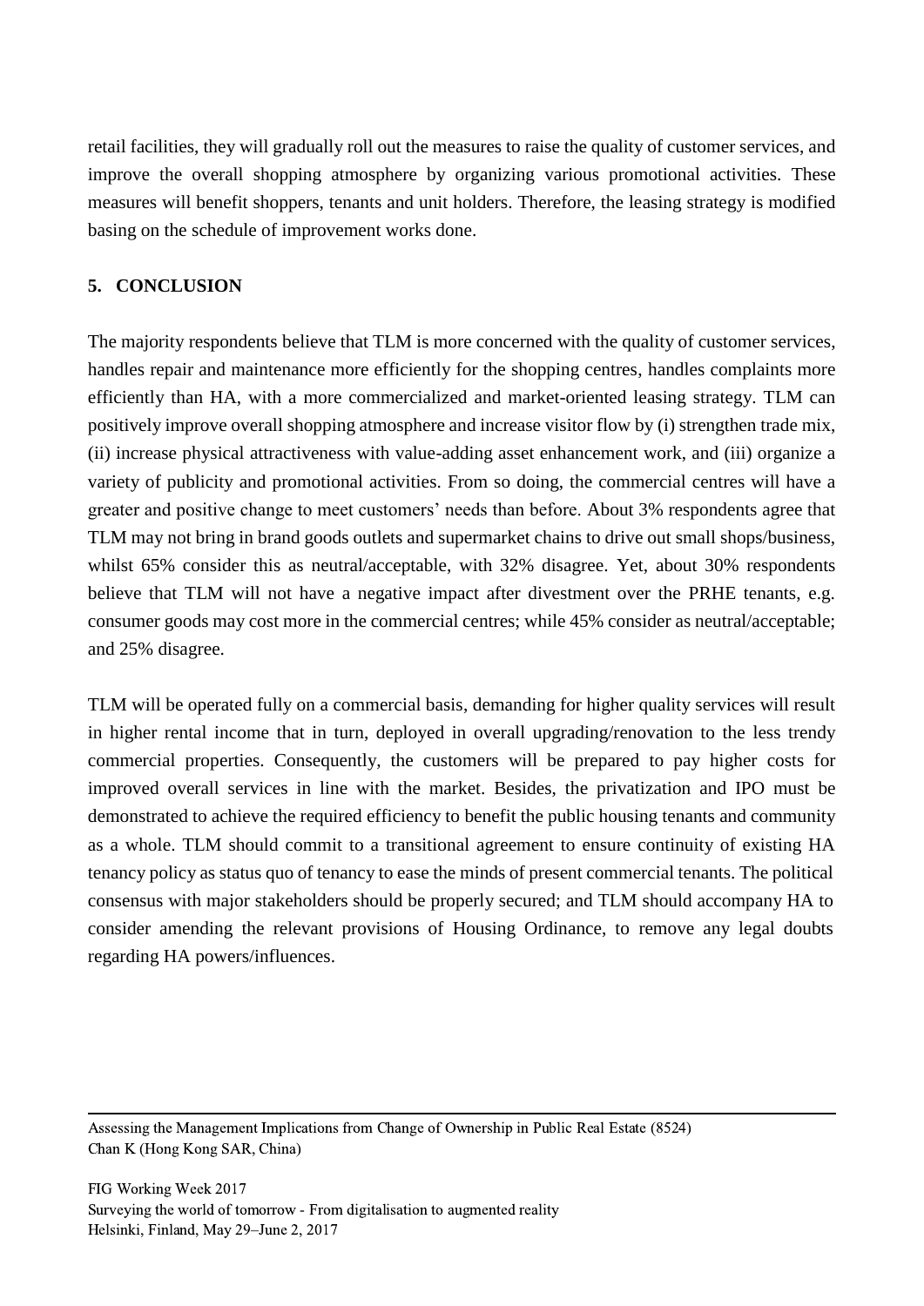retail facilities, they will gradually roll out the measures to raise the quality of customer services, and improve the overall shopping atmosphere by organizing various promotional activities. These measures will benefit shoppers, tenants and unit holders. Therefore, the leasing strategy is modified basing on the schedule of improvement works done.

## 5. CONCLUSION

The majority respondents believe that TLM is more concerned with the quality of customer services, handles repair and maintenance more efficiently for the shopping centres, handles complaints more efficiently than HA, with a more commercialized and market-oriented leasing strategy. TLM can positively improve overall shopping atmosphere and increase visitor flow by (i) strengthen trade mix, (ii) increase physical attractiveness with value-adding asset enhancement work, and (iii) organize a variety of publicity and promotional activities. From so doing, the commercial centres will have a greater and positive change to meet customers' needs than before. About 3% respondents agree that TLM may not bring in brand goods outlets and supermarket chains to drive out small shops/business, whilst 65% consider this as neutral/acceptable, with 32% disagree. Yet, about 30% respondents believe that TLM will not have a negative impact after divestment over the PRHE tenants, e.g. consumer goods may cost more in the commercial centres; while 45% consider as neutral/acceptable; and 25% disagree.

TLM will be operated fully on a commercial basis, demanding for higher quality services will result in higher rental income that in turn, deployed in overall upgrading/renovation to the less trendy commercial properties. Consequently, the customers will be prepared to pay higher costs for improved overall services in line with the market. Besides, the privatization and IPO must be demonstrated to achieve the required efficiency to benefit the public housing tenants and community as a whole. TLM should commit to a transitional agreement to ensure continuity of existing HA tenancy policy as status quo of tenancy to ease the minds of present commercial tenants. The political consensus with major stakeholders should be properly secured; and TLM should accompany HA to consider amending the relevant provisions of Housing Ordinance, to remove any legal doubts regarding HA powers/influences.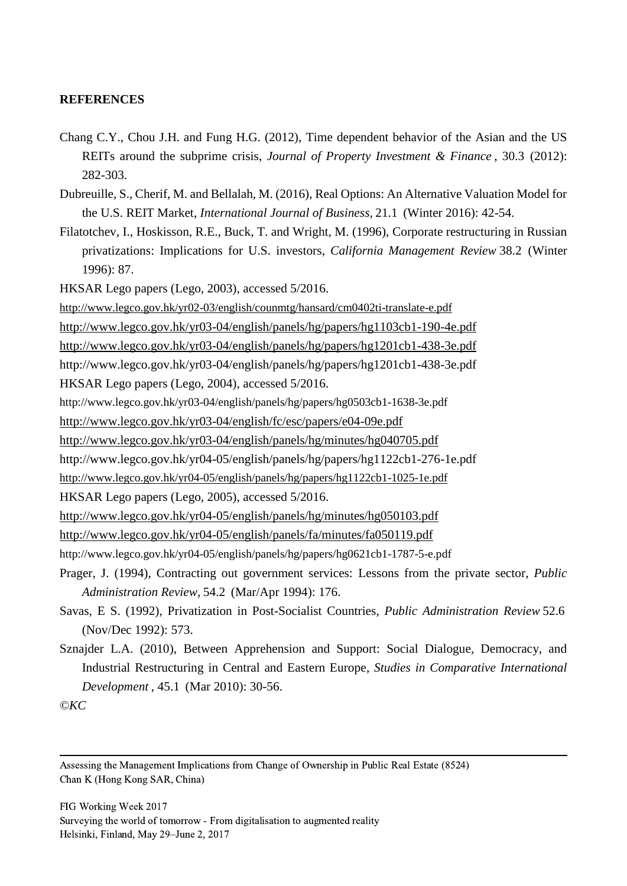**REFERENCES**

Chang C.Y., Chou J.H. and Fung H.G. (2012), Time dependent behavior of the Asian and the US REITs around the subprime crisis, *Journal of Property Investment & Finance* , 30.3 (2012): 282-303.

Dubreuille, S., Cherif, M. and Bellalah, M. (2016), Real Options: An Alternative Valuation Model for the U.S. REIT Market, *International Journal of Business,* 21.1 (Winter 2016): 42-54.

Filatotchev, I., Hoskisson, R.E., Buck, T. and Wright, M. (1996), Corporate restructuring in Russian privatizations: Implications for U.S. investors, *California Management Review* 38.2 (Winter 1996): 87.

HKSAR Lego papers (Lego, 2003), accessed 5/2016.

http://www.legco.gov.hk/yr02-03/english/counmtg/hansard/cm0402ti-translate-e.pdf

http://www.legco.gov.hk/yr03-04/english/panels/hg/papers/hg1103cb1-190-4e.pdf

http://www.legco.gov.hk/yr03-04/english/panels/hg/papers/hg1201cb1-438-3e.pdf

http://www.legco.gov.hk/yr03-04/english/panels/hg/papers/hg1201cb1-438-3e.pdf

HKSAR Lego papers (Lego, 2004), accessed 5/2016.

http://www.legco.gov.hk/yr03-04/english/panels/hg/papers/hg0503cb1-1638-3e.pdf

http://www.legco.gov.hk/yr03-04/english/fc/esc/papers/e04-09e.pdf

http://www.legco.gov.hk/yr03-04/english/panels/hg/minutes/hg040705.pdf

http://www.legco.gov.hk/yr04-05/english/panels/hg/papers/hg1122cb1-276-1e.pdf

http://www.legco.gov.hk/yr04-05/english/panels/hg/papers/hg1122cb1-1025-1e.pdf

HKSAR Lego papers (Lego, 2005), accessed 5/2016.

http://www.legco.gov.hk/yr04-05/english/panels/hg/minutes/hg050103.pdf

http://www.legco.gov.hk/yr04-05/english/panels/fa/minutes/fa050119.pdf

http://www.legco.gov.hk/yr04-05/english/panels/hg/papers/hg0621cb1-1787-5-e.pdf

Prager, J. (1994), Contracting out government services: Lessons from the private sector, *Public Administration Review,* 54.2 (Mar/Apr 1994): 176.

Savas, E S. (1992), Privatization in Post-Socialist Countries, *Public Administration Review* 52.6 (Nov/Dec 1992): 573.

Sznajder L.A. (2010), Between Apprehension and Support: Social Dialogue, Democracy, and Industrial Restructuring in Central and Eastern Europe, *Studies in Comparative International Development* , 45.1 (Mar 2010): 30-56.

*©KC*